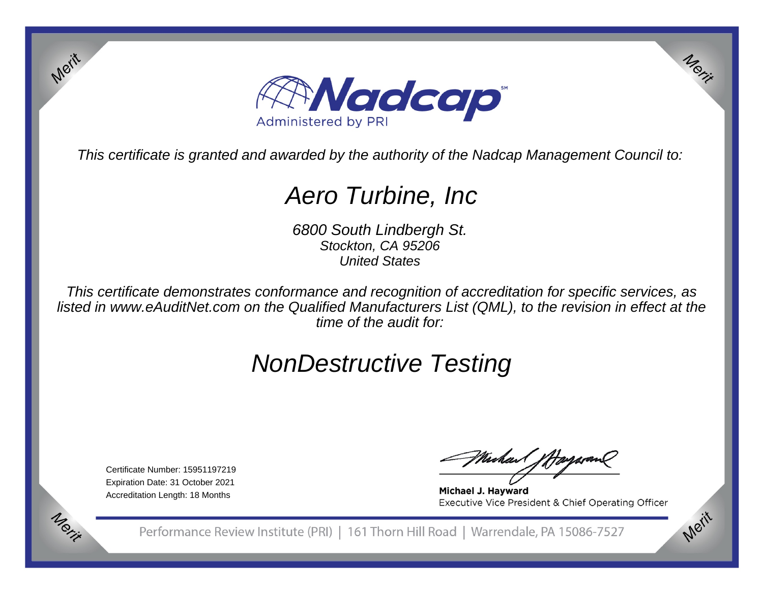Nadcap

Administered by PRI

*This certificate is granted and awarded by the authority of the Nadcap Management Council to:*

# *Aero Turbine, Inc*

*6800 South Lindbergh St.*
*Stockton, CA 95206*
*United States*

*This certificate demonstrates conformance and recognition of accreditation for specific services, as listed in www.eAuditNet.com on the Qualified Manufacturers List (QML), to the revision in effect at the time of the audit for:*

# *NonDestructive Testing*

Certificate Number: 15951197219
Expiration Date: 31 October 2021
Accreditation Length: 18 Months

**Michael J. Hayward**
Executive Vice President & Chief Operating Officer

Performance Review Institute (PRI) | 161 Thorn Hill Road | Warrendale, PA 15086-7527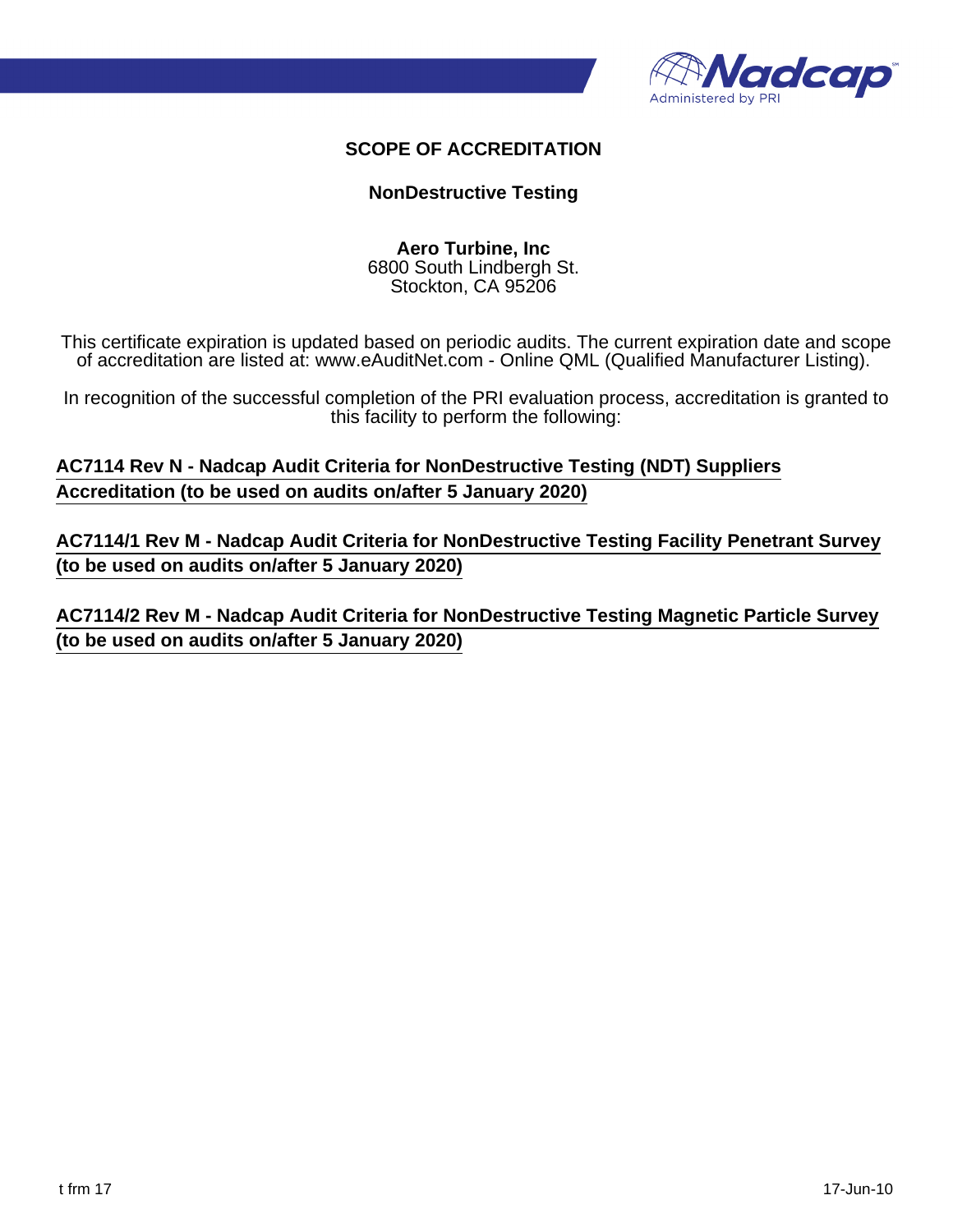# SCOPE OF ACCREDITATION

## NonDestructive Testing

**Aero Turbine, Inc**
6800 South Lindbergh St.
Stockton, CA 95206

This certificate expiration is updated based on periodic audits. The current expiration date and scope of accreditation are listed at: www.eAuditNet.com - Online QML (Qualified Manufacturer Listing).

In recognition of the successful completion of the PRI evaluation process, accreditation is granted to this facility to perform the following:

**AC7114 Rev N - Nadcap Audit Criteria for NonDestructive Testing (NDT) Suppliers Accreditation (to be used on audits on/after 5 January 2020)**

**AC7114/1 Rev M - Nadcap Audit Criteria for NonDestructive Testing Facility Penetrant Survey (to be used on audits on/after 5 January 2020)**

**AC7114/2 Rev M - Nadcap Audit Criteria for NonDestructive Testing Magnetic Particle Survey (to be used on audits on/after 5 January 2020)**